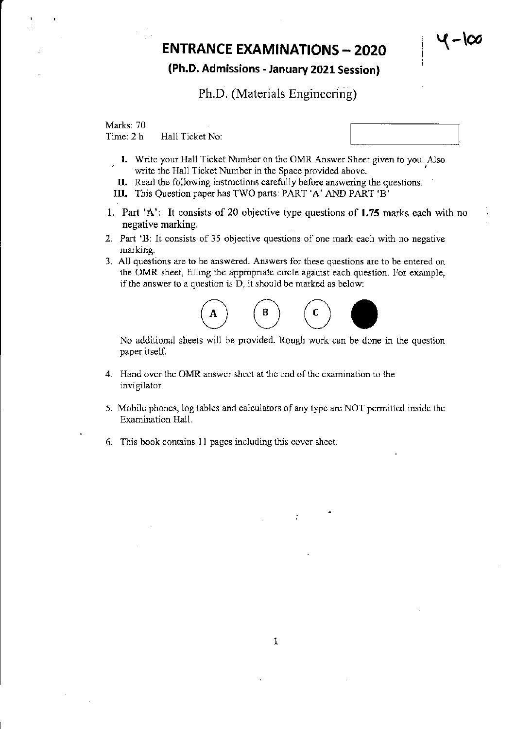# ENTRANCE EXAMINATIONS – 2020

Y-100

## (Ph.D. Admissions - January 2021 Session)

### Ph.D. (Materials Engineering)

Marks: 70
Time: 2 h    Hall Ticket No:

I. Write your Hall Ticket Number on the OMR Answer Sheet given to you. Also write the Hall Ticket Number in the Space provided above.

II. Read the following instructions carefully before answering the questions.

III. This Question paper has TWO parts: PART 'A' AND PART 'B'

1. Part 'A': It consists of 20 objective type questions of **1.75** marks each with no **negative marking.**
2. Part 'B: It consists of 35 objective questions of one mark each with no negative marking.
3. All questions are to be answered. Answers for these questions are to be entered on the OMR sheet, filling the appropriate circle against each question. For example, if the answer to a question is D, it should be marked as below:

   (A) (B) (C) ●

   No additional sheets will be provided. Rough work can be done in the question paper itself.

4. Hand over the OMR answer sheet at the end of the examination to the invigilator.
5. Mobile phones, log tables and calculators of any type are NOT permitted inside the Examination Hall.
6. This book contains 11 pages including this cover sheet.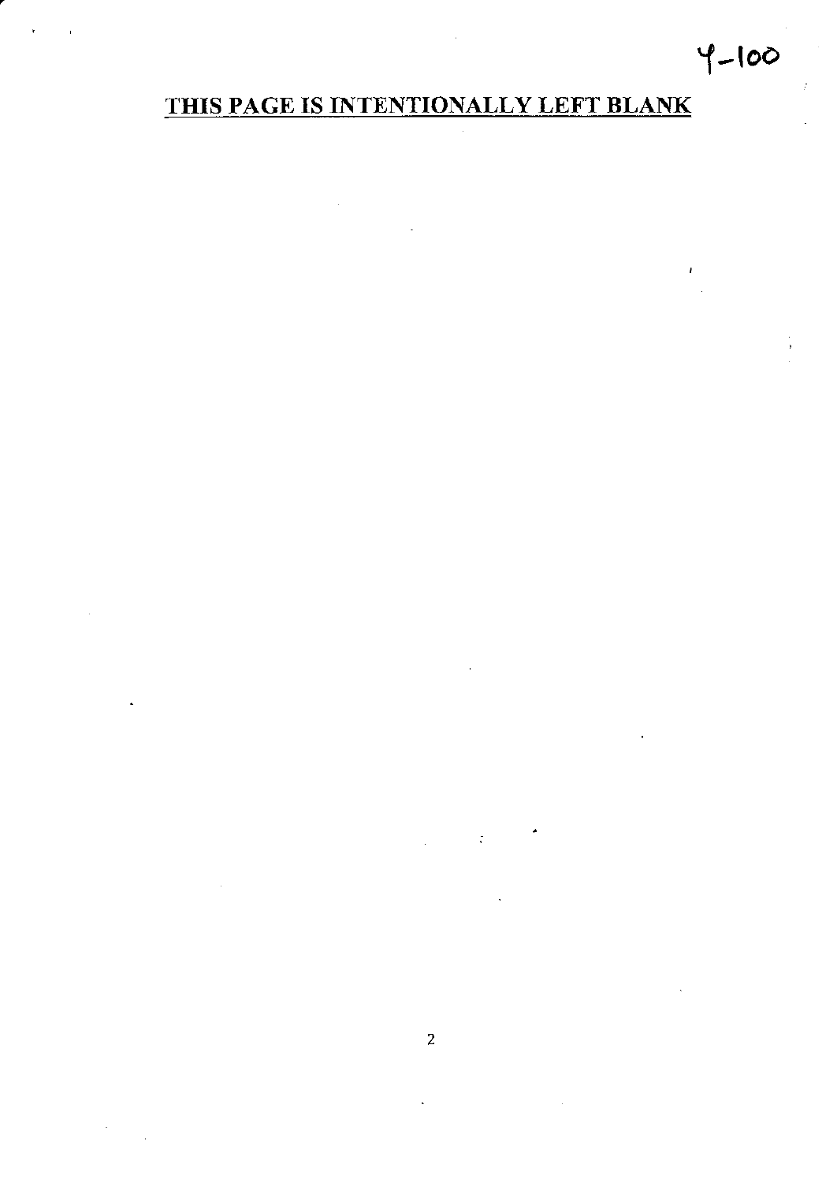Y-100

**THIS PAGE IS INTENTIONALLY LEFT BLANK**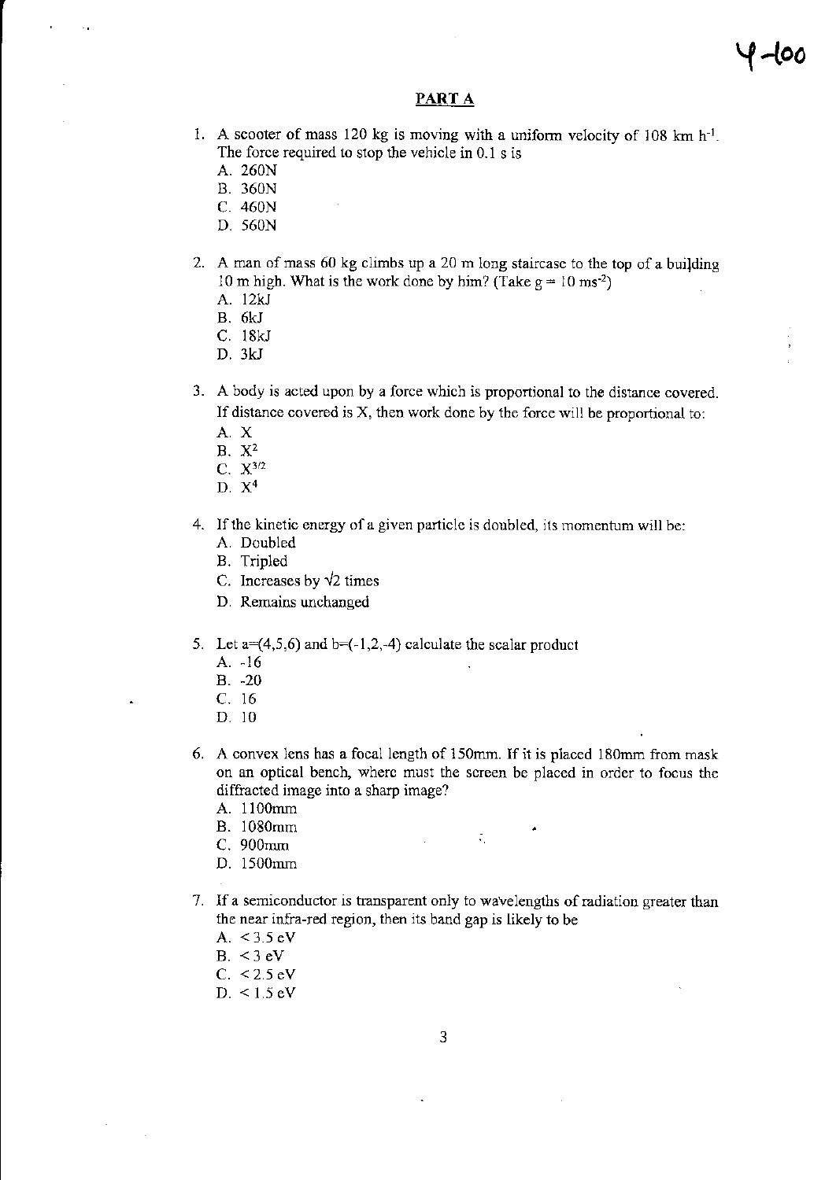## PART A

1. A scooter of mass 120 kg is moving with a uniform velocity of 108 km $h^{-1}$. The force required to stop the vehicle in 0.1 s is
   - A. 260N
   - B. 360N
   - C. 460N
   - D. 560N

2. A man of mass 60 kg climbs up a 20 m long staircase to the top of a building 10 m high. What is the work done by him? (Take g = 10 $ms^{-2}$)
   - A. 12kJ
   - B. 6kJ
   - C. 18kJ
   - D. 3kJ

3. A body is acted upon by a force which is proportional to the distance covered. If distance covered is X, then work done by the force will be proportional to:
   - A. X
   - B. $X^2$
   - C. $X^{3/2}$
   - D. $X^4$

4. If the kinetic energy of a given particle is doubled, its momentum will be:
   - A. Doubled
   - B. Tripled
   - C. Increases by $\sqrt{2}$ times
   - D. Remains unchanged

5. Let a=(4,5,6) and b=(-1,2,-4) calculate the scalar product
   - A. -16
   - B. -20
   - C. 16
   - D. 10

6. A convex lens has a focal length of 150mm. If it is placed 180mm from mask on an optical bench, where must the screen be placed in order to focus the diffracted image into a sharp image?
   - A. 1100mm
   - B. 1080mm
   - C. 900mm
   - D. 1500mm

7. If a semiconductor is transparent only to wavelengths of radiation greater than the near infra-red region, then its band gap is likely to be
   - A. < 3.5 eV
   - B. < 3 eV
   - C. < 2.5 eV
   - D. < 1.5 eV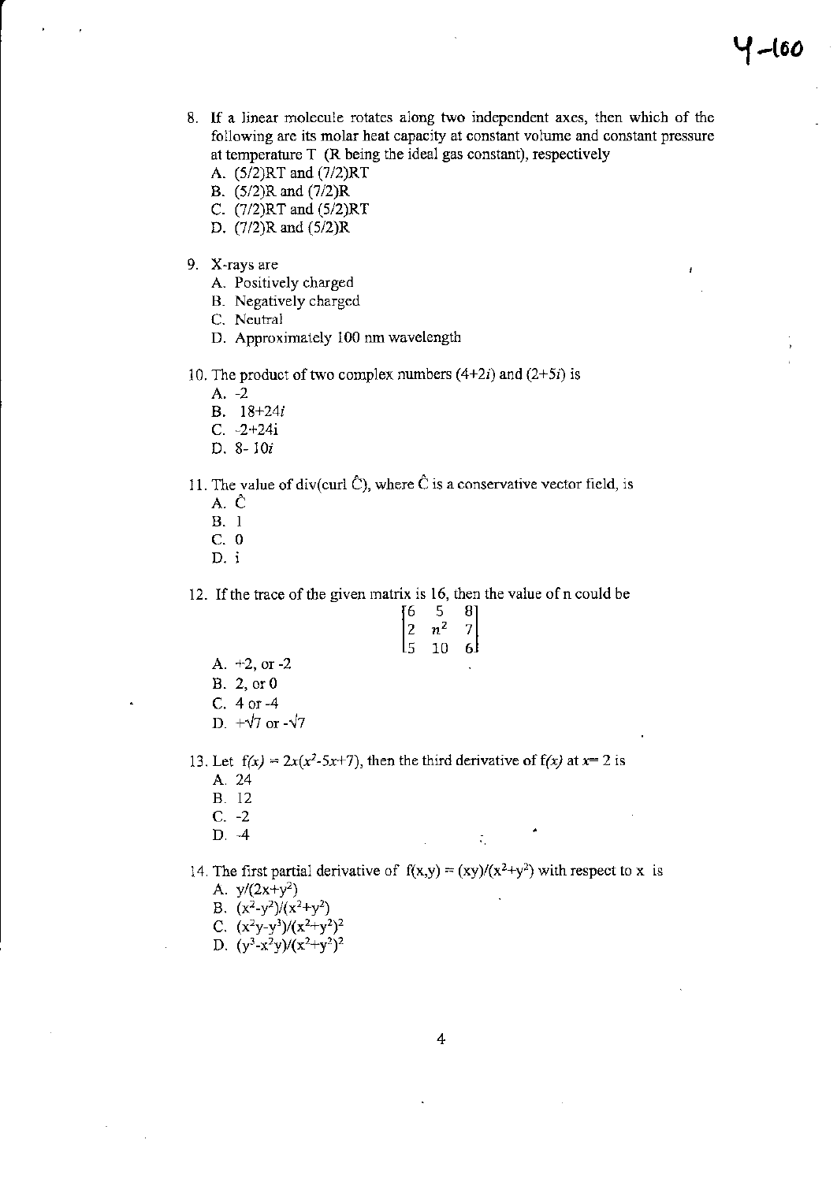8. If a linear molecule rotates along two independent axes, then which of the following are its molar heat capacity at constant volume and constant pressure at temperature T (R being the ideal gas constant), respectively
   A. (5/2)RT and (7/2)RT
   B. (5/2)R and (7/2)R
   C. (7/2)RT and (5/2)RT
   D. (7/2)R and (5/2)R

9. X-rays are
   A. Positively charged
   B. Negatively charged
   C. Neutral
   D. Approximately 100 nm wavelength

10. The product of two complex numbers $(4+2i)$ and $(2+5i)$ is
    A. -2
    B. $18+24i$
    C. $-2+24i$
    D. $8-10i$

11. The value of div(curl $\hat{C}$), where $\hat{C}$ is a conservative vector field, is
    A. $\hat{C}$
    B. 1
    C. 0
    D. i

12. If the trace of the given matrix is 16, then the value of n could be

$$\begin{bmatrix} 6 & 5 & 8 \\ 2 & n^2 & 7 \\ 5 & 10 & 6 \end{bmatrix}$$

    A. +2, or -2
    B. 2, or 0
    C. 4 or -4
    D. $+\sqrt{7}$ or $-\sqrt{7}$

13. Let $f(x) = 2x(x^2-5x+7)$, then the third derivative of $f(x)$ at $x=2$ is
    A. 24
    B. 12
    C. -2
    D. -4

14. The first partial derivative of $f(x,y) = (xy)/(x^2+y^2)$ with respect to x is
    A. $y/(2x+y^2)$
    B. $(x^2-y^2)/(x^2+y^2)$
    C. $(x^2y-y^3)/(x^2+y^2)^2$
    D. $(y^3-x^2y)/(x^2+y^2)^2$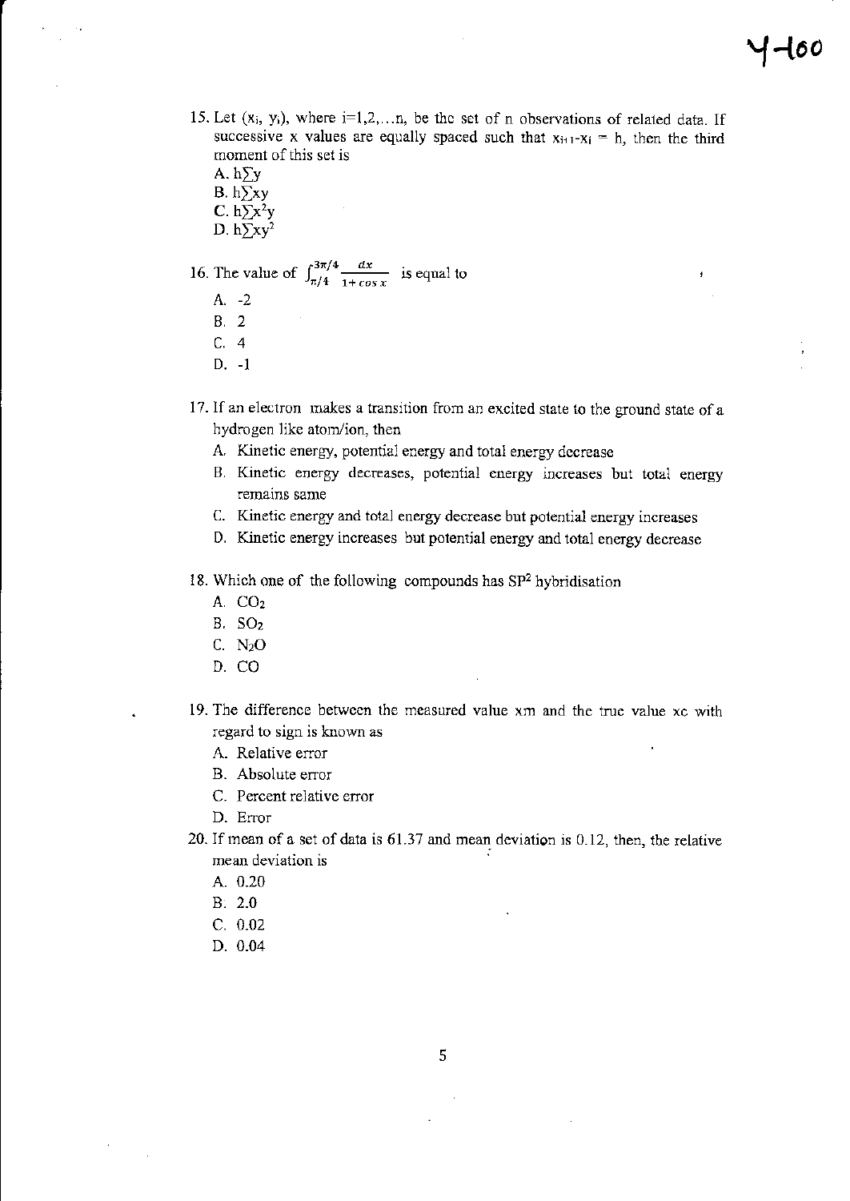15. Let ($x_i$, $y_i$), where i=1,2,...n, be the set of n observations of related data. If successive x values are equally spaced such that $x_{i+1}-x_i = h$, then the third moment of this set is
   A. $h\sum y$
   B. $h\sum xy$
   C. $h\sum x^2y$
   D. $h\sum xy^2$

16. The value of $\int_{\pi/4}^{3\pi/4} \frac{dx}{1+\cos x}$ is equal to
   A. -2
   B. 2
   C. 4
   D. -1

17. If an electron makes a transition from an excited state to the ground state of a hydrogen like atom/ion, then
   A. Kinetic energy, potential energy and total energy decrease
   B. Kinetic energy decreases, potential energy increases but total energy remains same
   C. Kinetic energy and total energy decrease but potential energy increases
   D. Kinetic energy increases but potential energy and total energy decrease

18. Which one of the following compounds has $SP^2$ hybridisation
   A. $CO_2$
   B. $SO_2$
   C. $N_2O$
   D. CO

19. The difference between the measured value xm and the true value xc with regard to sign is known as
   A. Relative error
   B. Absolute error
   C. Percent relative error
   D. Error

20. If mean of a set of data is 61.37 and mean deviation is 0.12, then, the relative mean deviation is
   A. 0.20
   B. 2.0
   C. 0.02
   D. 0.04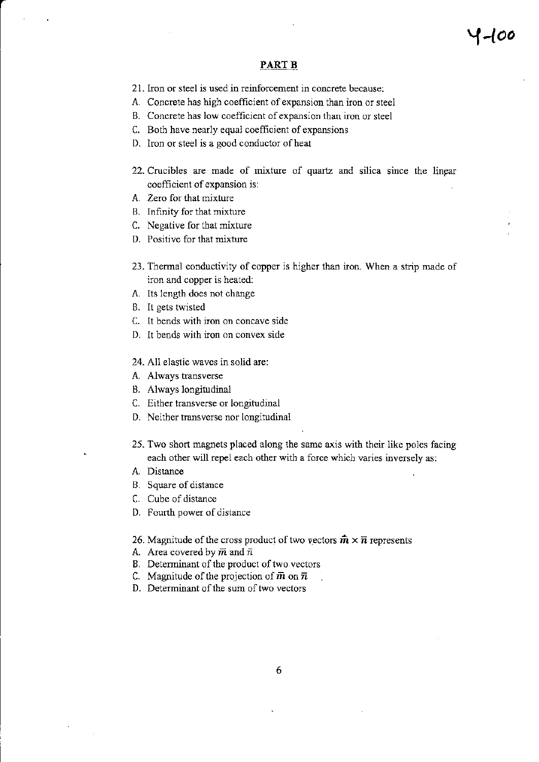Y-100

## PART B

21. Iron or steel is used in reinforcement in concrete because:
A. Concrete has high coefficient of expansion than iron or steel
B. Concrete has low coefficient of expansion than iron or steel
C. Both have nearly equal coefficient of expansions
D. Iron or steel is a good conductor of heat

22. Crucibles are made of mixture of quartz and silica since the linear coefficient of expansion is:
A. Zero for that mixture
B. Infinity for that mixture
C. Negative for that mixture
D. Positive for that mixture

23. Thermal conductivity of copper is higher than iron. When a strip made of iron and copper is heated:
A. Its length does not change
B. It gets twisted
C. It bends with iron on concave side
D. It bends with iron on convex side

24. All elastic waves in solid are:
A. Always transverse
B. Always longitudinal
C. Either transverse or longitudinal
D. Neither transverse nor longitudinal

25. Two short magnets placed along the same axis with their like poles facing each other will repel each other with a force which varies inversely as:
A. Distance
B. Square of distance
C. Cube of distance
D. Fourth power of distance

26. Magnitude of the cross product of two vectors $\hat{m} \times \bar{n}$ represents
A. Area covered by $\bar{m}$ and $\bar{n}$
B. Determinant of the product of two vectors
C. Magnitude of the projection of $\bar{m}$ on $\bar{n}$
D. Determinant of the sum of two vectors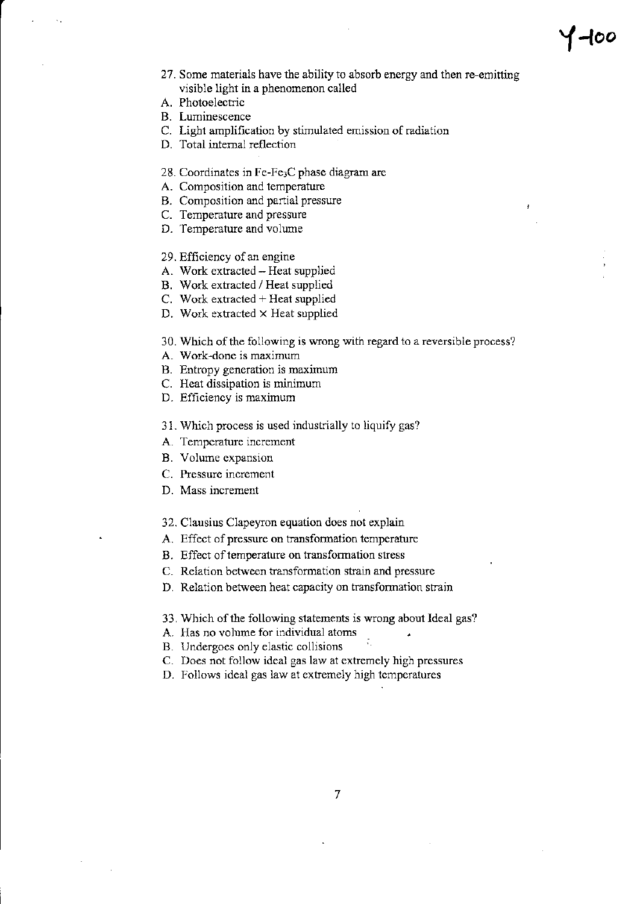27. Some materials have the ability to absorb energy and then re-emitting visible light in a phenomenon called
A. Photoelectric
B. Luminescence
C. Light amplification by stimulated emission of radiation
D. Total internal reflection

28. Coordinates in Fe-$Fe_3C$ phase diagram are
A. Composition and temperature
B. Composition and partial pressure
C. Temperature and pressure
D. Temperature and volume

29. Efficiency of an engine
A. Work extracted – Heat supplied
B. Work extracted / Heat supplied
C. Work extracted + Heat supplied
D. Work extracted × Heat supplied

30. Which of the following is wrong with regard to a reversible process?
A. Work-done is maximum
B. Entropy generation is maximum
C. Heat dissipation is minimum
D. Efficiency is maximum

31. Which process is used industrially to liquify gas?
A. Temperature increment
B. Volume expansion
C. Pressure increment
D. Mass increment

32. Clausius Clapeyron equation does not explain
A. Effect of pressure on transformation temperature
B. Effect of temperature on transformation stress
C. Relation between transformation strain and pressure
D. Relation between heat capacity on transformation strain

33. Which of the following statements is wrong about Ideal gas?
A. Has no volume for individual atoms
B. Undergoes only elastic collisions
C. Does not follow ideal gas law at extremely high pressures
D. Follows ideal gas law at extremely high temperatures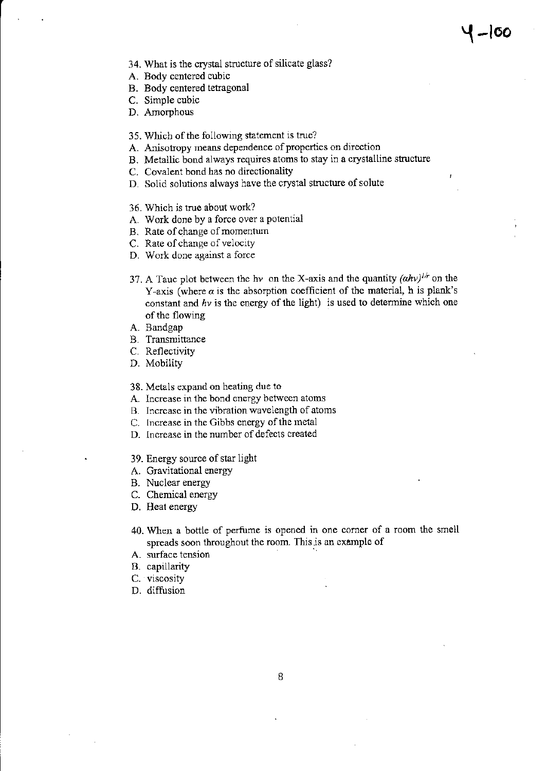34. What is the crystal structure of silicate glass?
A. Body centered cubic
B. Body centered tetragonal
C. Simple cubic
D. Amorphous

35. Which of the following statement is true?
A. Anisotropy means dependence of properties on direction
B. Metallic bond always requires atoms to stay in a crystalline structure
C. Covalent bond has no directionality
D. Solid solutions always have the crystal structure of solute

36. Which is true about work?
A. Work done by a force over a potential
B. Rate of change of momentum
C. Rate of change of velocity
D. Work done against a force

37. A Tauc plot between the $h\nu$ on the X-axis and the quantity $(\alpha h\nu)^{1/r}$ on the Y-axis (where $\alpha$ is the absorption coefficient of the material, h is plank's constant and $h\nu$ is the energy of the light) is used to determine which one of the flowing
A. Bandgap
B. Transmittance
C. Reflectivity
D. Mobility

38. Metals expand on heating due to
A. Increase in the bond energy between atoms
B. Increase in the vibration wavelength of atoms
C. Increase in the Gibbs energy of the metal
D. Increase in the number of defects created

39. Energy source of star light
A. Gravitational energy
B. Nuclear energy
C. Chemical energy
D. Heat energy

40. When a bottle of perfume is opened in one corner of a room the smell spreads soon throughout the room. This is an example of
A. surface tension
B. capillarity
C. viscosity
D. diffusion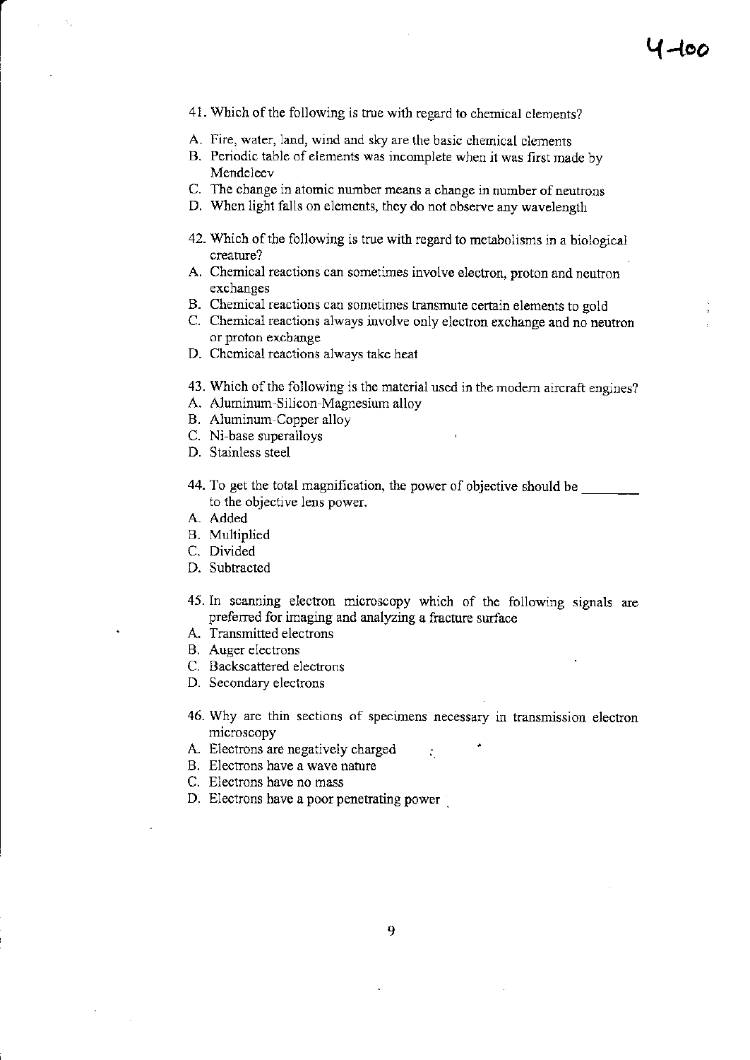4-100

41. Which of the following is true with regard to chemical elements?

A. Fire, water, land, wind and sky are the basic chemical elements
B. Periodic table of elements was incomplete when it was first made by Mendeleev
C. The change in atomic number means a change in number of neutrons
D. When light falls on elements, they do not observe any wavelength

42. Which of the following is true with regard to metabolisms in a biological creature?

A. Chemical reactions can sometimes involve electron, proton and neutron exchanges
B. Chemical reactions can sometimes transmute certain elements to gold
C. Chemical reactions always involve only electron exchange and no neutron or proton exchange
D. Chemical reactions always take heat

43. Which of the following is the material used in the modern aircraft engines?

A. Aluminum-Silicon-Magnesium alloy
B. Aluminum-Copper alloy
C. Ni-base superalloys
D. Stainless steel

44. To get the total magnification, the power of objective should be ________ to the objective lens power.

A. Added
B. Multiplied
C. Divided
D. Subtracted

45. In scanning electron microscopy which of the following signals are preferred for imaging and analyzing a fracture surface

A. Transmitted electrons
B. Auger electrons
C. Backscattered electrons
D. Secondary electrons

46. Why are thin sections of specimens necessary in transmission electron microscopy

A. Electrons are negatively charged
B. Electrons have a wave nature
C. Electrons have no mass
D. Electrons have a poor penetrating power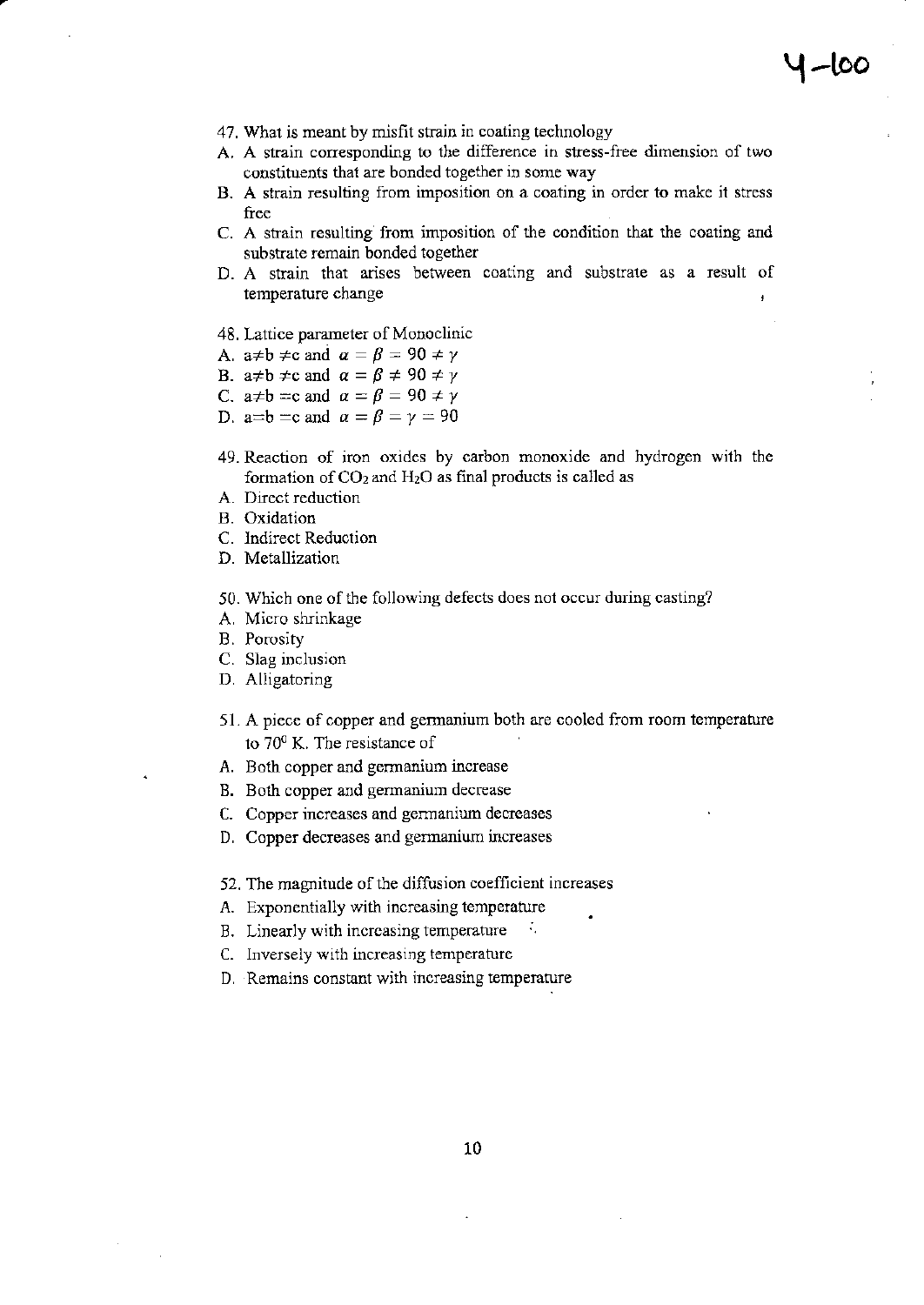47. What is meant by misfit strain in coating technology
   A. A strain corresponding to the difference in stress-free dimension of two constituents that are bonded together in some way
   B. A strain resulting from imposition on a coating in order to make it stress free
   C. A strain resulting from imposition of the condition that the coating and substrate remain bonded together
   D. A strain that arises between coating and substrate as a result of temperature change

48. Lattice parameter of Monoclinic
   A. a≠b ≠c and $\alpha = \beta = 90 \neq \gamma$
   B. a≠b ≠c and $\alpha = \beta \neq 90 \neq \gamma$
   C. a≠b =c and $\alpha = \beta = 90 \neq \gamma$
   D. a=b =c and $\alpha = \beta = \gamma = 90$

49. Reaction of iron oxides by carbon monoxide and hydrogen with the formation of $CO_2$ and $H_2O$ as final products is called as
   A. Direct reduction
   B. Oxidation
   C. Indirect Reduction
   D. Metallization

50. Which one of the following defects does not occur during casting?
   A. Micro shrinkage
   B. Porosity
   C. Slag inclusion
   D. Alligatoring

51. A piece of copper and germanium both are cooled from room temperature to $70^0$ K. The resistance of
   A. Both copper and germanium increase
   B. Both copper and germanium decrease
   C. Copper increases and germanium decreases
   D. Copper decreases and germanium increases

52. The magnitude of the diffusion coefficient increases
   A. Exponentially with increasing temperature
   B. Linearly with increasing temperature
   C. Inversely with increasing temperature
   D. Remains constant with increasing temperature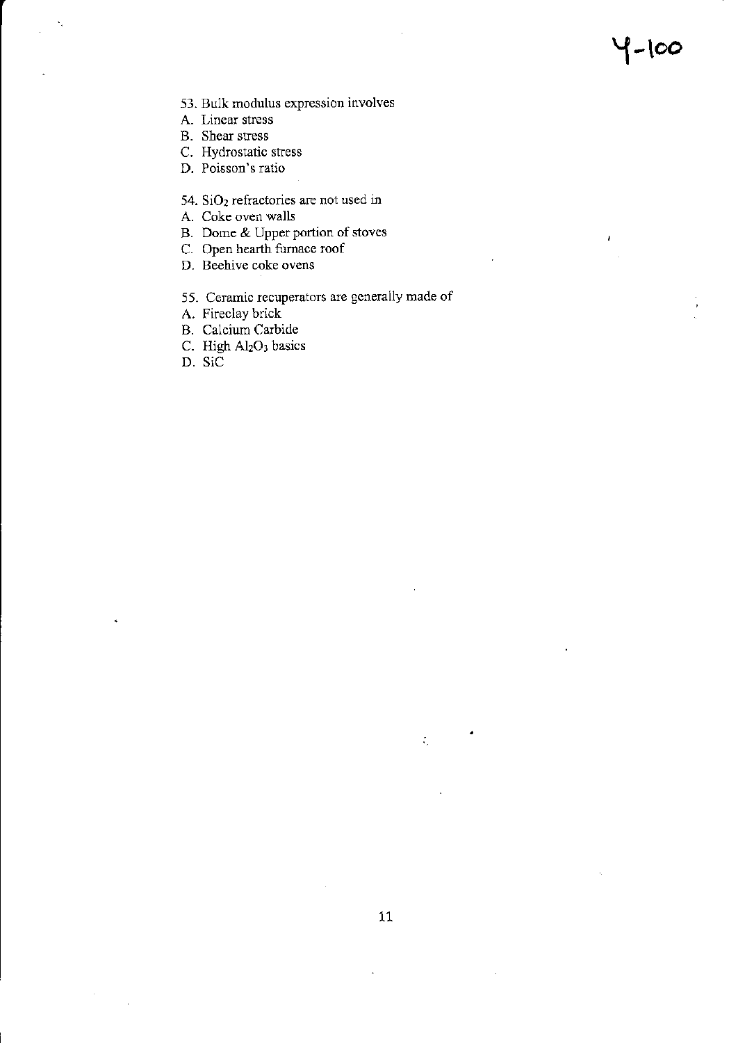53. Bulk modulus expression involves

A. Linear stress
B. Shear stress
C. Hydrostatic stress
D. Poisson's ratio

54. $SiO_2$ refractories are not used in

A. Coke oven walls
B. Dome & Upper portion of stoves
C. Open hearth furnace roof
D. Beehive coke ovens

55. Ceramic recuperators are generally made of

A. Fireclay brick
B. Calcium Carbide
C. High $Al_2O_3$ basics
D. SiC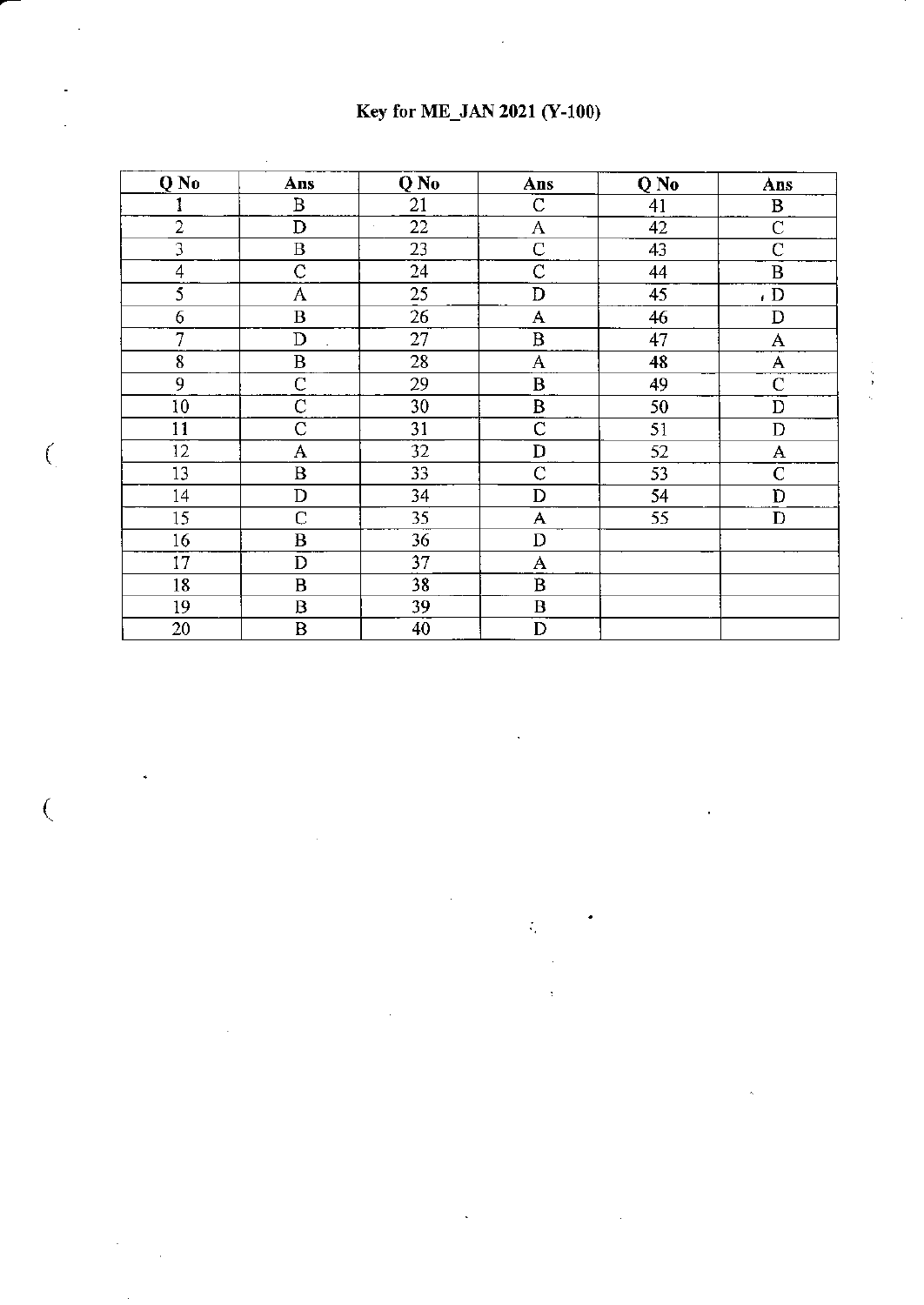# Key for ME_JAN 2021 (Y-100)

| Q No | Ans | Q No | Ans | Q No | Ans |
|---|---|---|---|---|---|
| 1 | B | 21 | C | 41 | B |
| 2 | D | 22 | A | 42 | C |
| 3 | B | 23 | C | 43 | C |
| 4 | C | 24 | C | 44 | B |
| 5 | A | 25 | D | 45 | D |
| 6 | B | 26 | A | 46 | D |
| 7 | D | 27 | B | 47 | A |
| 8 | B | 28 | A | 48 | A |
| 9 | C | 29 | B | 49 | C |
| 10 | C | 30 | B | 50 | D |
| 11 | C | 31 | C | 51 | D |
| 12 | A | 32 | D | 52 | A |
| 13 | B | 33 | C | 53 | C |
| 14 | D | 34 | D | 54 | D |
| 15 | C | 35 | A | 55 | D |
| 16 | B | 36 | D | | |
| 17 | D | 37 | A | | |
| 18 | B | 38 | B | | |
| 19 | B | 39 | B | | |
| 20 | B | 40 | D | | |